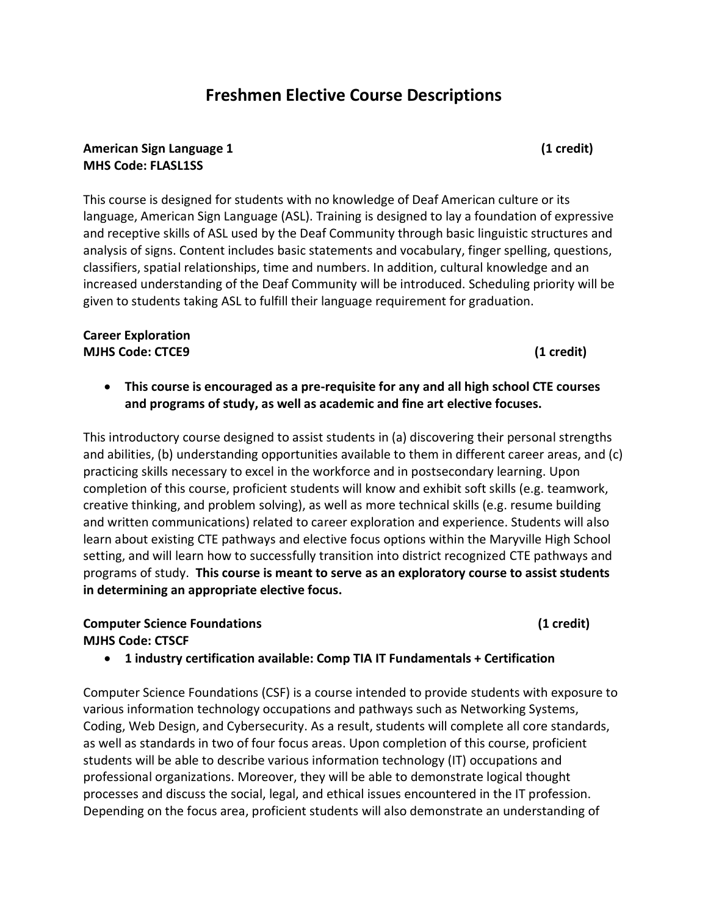# Freshmen Elective Course Descriptions

**American Sign Language 1 (1 credit)**
**MHS Code: FLASL1SS**

This course is designed for students with no knowledge of Deaf American culture or its language, American Sign Language (ASL). Training is designed to lay a foundation of expressive and receptive skills of ASL used by the Deaf Community through basic linguistic structures and analysis of signs. Content includes basic statements and vocabulary, finger spelling, questions, classifiers, spatial relationships, time and numbers. In addition, cultural knowledge and an increased understanding of the Deaf Community will be introduced. Scheduling priority will be given to students taking ASL to fulfill their language requirement for graduation.

**Career Exploration**
**MJHS Code: CTCE9 (1 credit)**

- **This course is encouraged as a pre-requisite for any and all high school CTE courses and programs of study, as well as academic and fine art elective focuses.**

This introductory course designed to assist students in (a) discovering their personal strengths and abilities, (b) understanding opportunities available to them in different career areas, and (c) practicing skills necessary to excel in the workforce and in postsecondary learning. Upon completion of this course, proficient students will know and exhibit soft skills (e.g. teamwork, creative thinking, and problem solving), as well as more technical skills (e.g. resume building and written communications) related to career exploration and experience. Students will also learn about existing CTE pathways and elective focus options within the Maryville High School setting, and will learn how to successfully transition into district recognized CTE pathways and programs of study. **This course is meant to serve as an exploratory course to assist students in determining an appropriate elective focus.**

**Computer Science Foundations (1 credit)**
**MJHS Code: CTSCF**

- **1 industry certification available: Comp TIA IT Fundamentals + Certification**

Computer Science Foundations (CSF) is a course intended to provide students with exposure to various information technology occupations and pathways such as Networking Systems, Coding, Web Design, and Cybersecurity. As a result, students will complete all core standards, as well as standards in two of four focus areas. Upon completion of this course, proficient students will be able to describe various information technology (IT) occupations and professional organizations. Moreover, they will be able to demonstrate logical thought processes and discuss the social, legal, and ethical issues encountered in the IT profession. Depending on the focus area, proficient students will also demonstrate an understanding of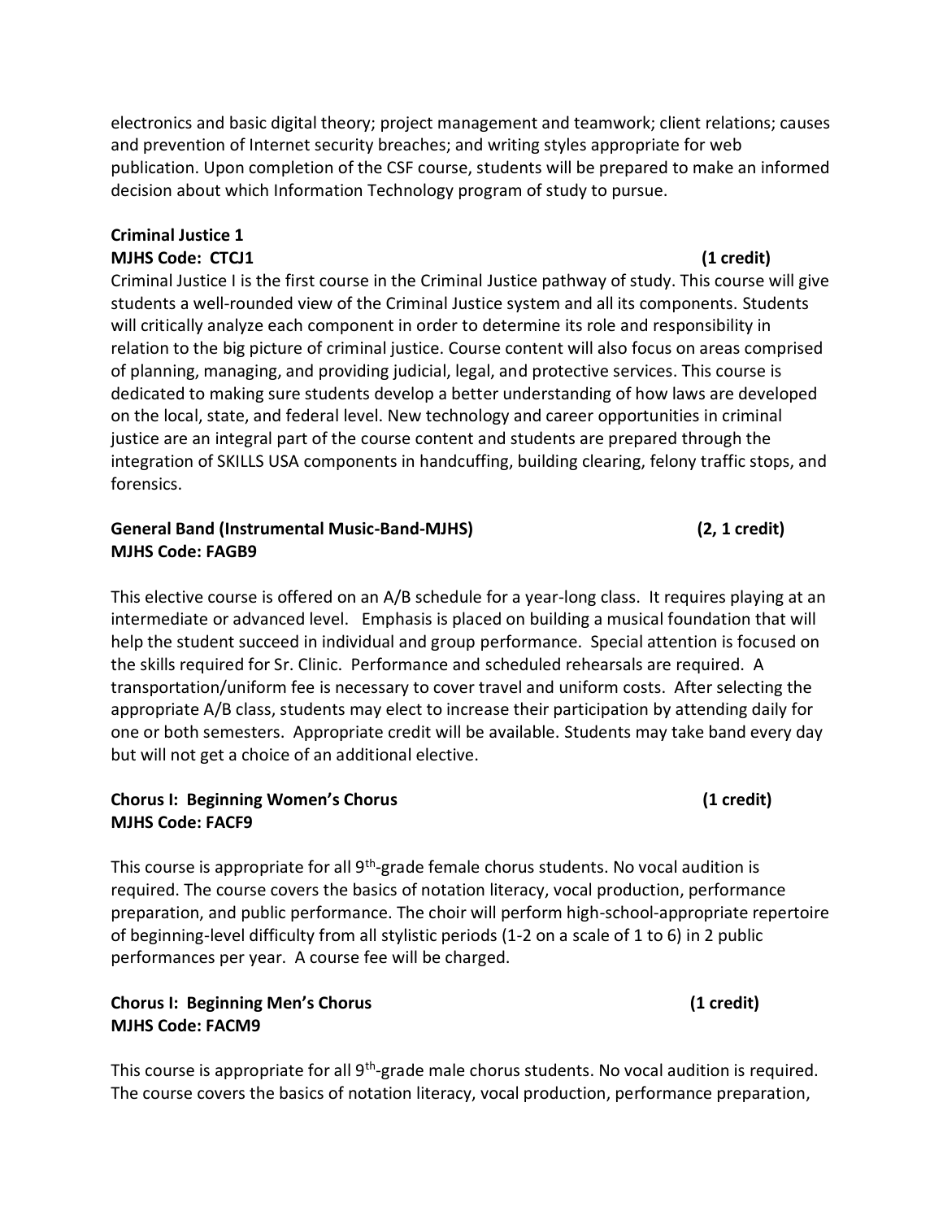electronics and basic digital theory; project management and teamwork; client relations; causes and prevention of Internet security breaches; and writing styles appropriate for web publication. Upon completion of the CSF course, students will be prepared to make an informed decision about which Information Technology program of study to pursue.

**Criminal Justice 1**
**MJHS Code: CTCJ1** **(1 credit)**

Criminal Justice I is the first course in the Criminal Justice pathway of study. This course will give students a well-rounded view of the Criminal Justice system and all its components. Students will critically analyze each component in order to determine its role and responsibility in relation to the big picture of criminal justice. Course content will also focus on areas comprised of planning, managing, and providing judicial, legal, and protective services. This course is dedicated to making sure students develop a better understanding of how laws are developed on the local, state, and federal level. New technology and career opportunities in criminal justice are an integral part of the course content and students are prepared through the integration of SKILLS USA components in handcuffing, building clearing, felony traffic stops, and forensics.

**General Band (Instrumental Music-Band-MJHS)** **(2, 1 credit)**
**MJHS Code: FAGB9**

This elective course is offered on an A/B schedule for a year-long class. It requires playing at an intermediate or advanced level. Emphasis is placed on building a musical foundation that will help the student succeed in individual and group performance. Special attention is focused on the skills required for Sr. Clinic. Performance and scheduled rehearsals are required. A transportation/uniform fee is necessary to cover travel and uniform costs. After selecting the appropriate A/B class, students may elect to increase their participation by attending daily for one or both semesters. Appropriate credit will be available. Students may take band every day but will not get a choice of an additional elective.

**Chorus I: Beginning Women's Chorus** **(1 credit)**
**MJHS Code: FACF9**

This course is appropriate for all 9th-grade female chorus students. No vocal audition is required. The course covers the basics of notation literacy, vocal production, performance preparation, and public performance. The choir will perform high-school-appropriate repertoire of beginning-level difficulty from all stylistic periods (1-2 on a scale of 1 to 6) in 2 public performances per year. A course fee will be charged.

**Chorus I: Beginning Men's Chorus** **(1 credit)**
**MJHS Code: FACM9**

This course is appropriate for all 9th-grade male chorus students. No vocal audition is required. The course covers the basics of notation literacy, vocal production, performance preparation,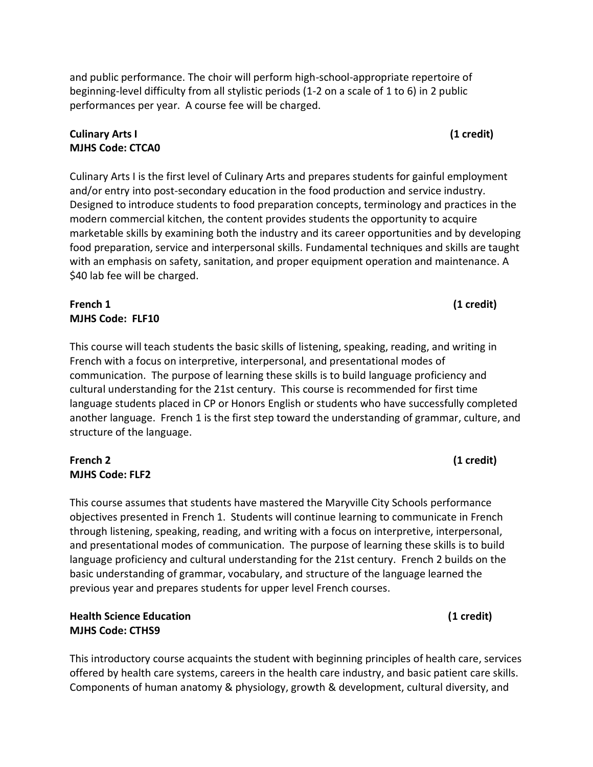and public performance. The choir will perform high-school-appropriate repertoire of beginning-level difficulty from all stylistic periods (1-2 on a scale of 1 to 6) in 2 public performances per year. A course fee will be charged.

**Culinary Arts I** **(1 credit)**
**MJHS Code: CTCA0**

Culinary Arts I is the first level of Culinary Arts and prepares students for gainful employment and/or entry into post-secondary education in the food production and service industry. Designed to introduce students to food preparation concepts, terminology and practices in the modern commercial kitchen, the content provides students the opportunity to acquire marketable skills by examining both the industry and its career opportunities and by developing food preparation, service and interpersonal skills. Fundamental techniques and skills are taught with an emphasis on safety, sanitation, and proper equipment operation and maintenance. A $40 lab fee will be charged.

**French 1** **(1 credit)**
**MJHS Code: FLF10**

This course will teach students the basic skills of listening, speaking, reading, and writing in French with a focus on interpretive, interpersonal, and presentational modes of communication. The purpose of learning these skills is to build language proficiency and cultural understanding for the 21st century. This course is recommended for first time language students placed in CP or Honors English or students who have successfully completed another language. French 1 is the first step toward the understanding of grammar, culture, and structure of the language.

**French 2** **(1 credit)**
**MJHS Code: FLF2**

This course assumes that students have mastered the Maryville City Schools performance objectives presented in French 1. Students will continue learning to communicate in French through listening, speaking, reading, and writing with a focus on interpretive, interpersonal, and presentational modes of communication. The purpose of learning these skills is to build language proficiency and cultural understanding for the 21st century. French 2 builds on the basic understanding of grammar, vocabulary, and structure of the language learned the previous year and prepares students for upper level French courses.

**Health Science Education** **(1 credit)**
**MJHS Code: CTHS9**

This introductory course acquaints the student with beginning principles of health care, services offered by health care systems, careers in the health care industry, and basic patient care skills. Components of human anatomy & physiology, growth & development, cultural diversity, and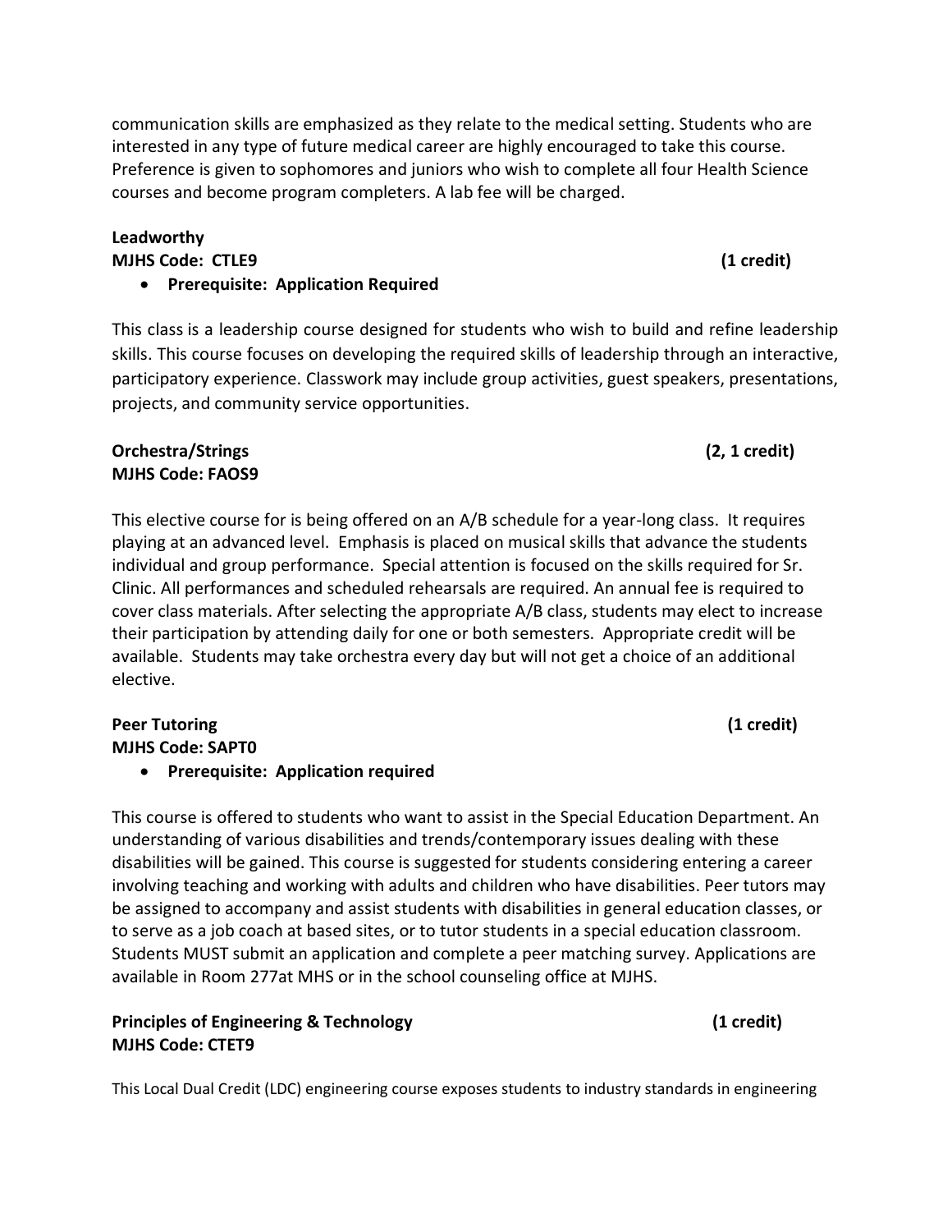communication skills are emphasized as they relate to the medical setting. Students who are interested in any type of future medical career are highly encouraged to take this course. Preference is given to sophomores and juniors who wish to complete all four Health Science courses and become program completers. A lab fee will be charged.

**Leadworthy**
**MJHS Code: CTLE9** **(1 credit)**

- **Prerequisite: Application Required**

This class is a leadership course designed for students who wish to build and refine leadership skills. This course focuses on developing the required skills of leadership through an interactive, participatory experience. Classwork may include group activities, guest speakers, presentations, projects, and community service opportunities.

**Orchestra/Strings** **(2, 1 credit)**
**MJHS Code: FAOS9**

This elective course for is being offered on an A/B schedule for a year-long class. It requires playing at an advanced level. Emphasis is placed on musical skills that advance the students individual and group performance. Special attention is focused on the skills required for Sr. Clinic. All performances and scheduled rehearsals are required. An annual fee is required to cover class materials. After selecting the appropriate A/B class, students may elect to increase their participation by attending daily for one or both semesters. Appropriate credit will be available. Students may take orchestra every day but will not get a choice of an additional elective.

**Peer Tutoring** **(1 credit)**
**MJHS Code: SAPT0**

- **Prerequisite: Application required**

This course is offered to students who want to assist in the Special Education Department. An understanding of various disabilities and trends/contemporary issues dealing with these disabilities will be gained. This course is suggested for students considering entering a career involving teaching and working with adults and children who have disabilities. Peer tutors may be assigned to accompany and assist students with disabilities in general education classes, or to serve as a job coach at based sites, or to tutor students in a special education classroom. Students MUST submit an application and complete a peer matching survey. Applications are available in Room 277at MHS or in the school counseling office at MJHS.

**Principles of Engineering & Technology** **(1 credit)**
**MJHS Code: CTET9**

This Local Dual Credit (LDC) engineering course exposes students to industry standards in engineering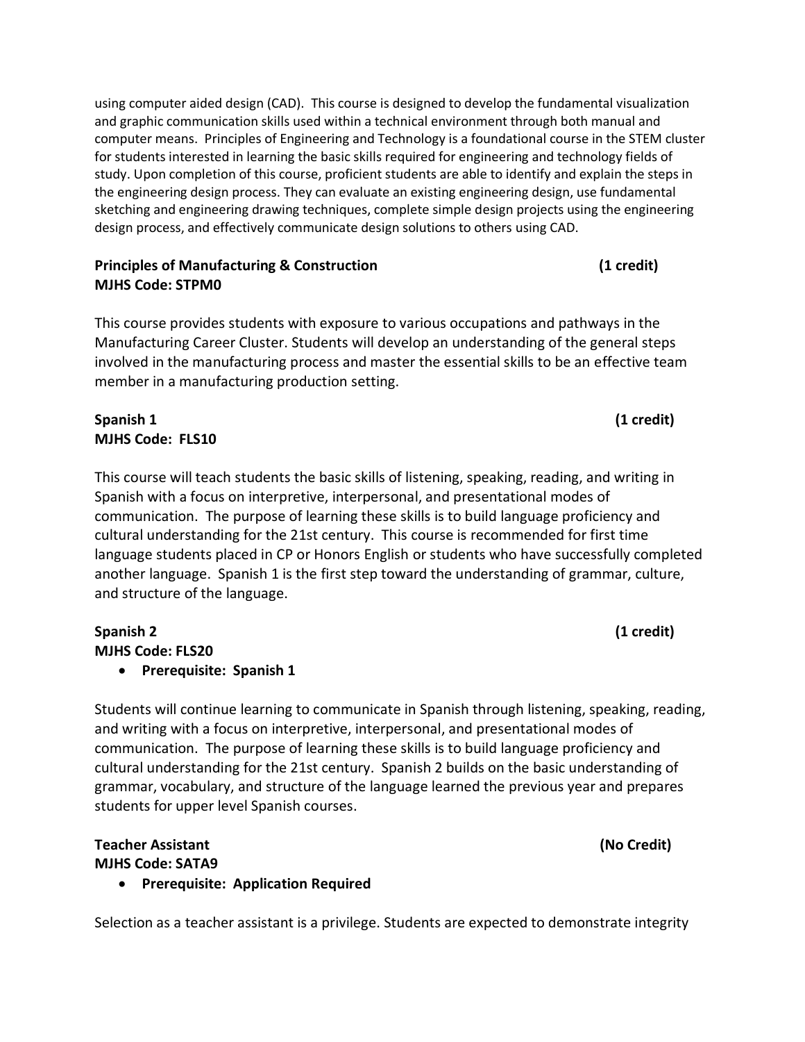using computer aided design (CAD). This course is designed to develop the fundamental visualization and graphic communication skills used within a technical environment through both manual and computer means. Principles of Engineering and Technology is a foundational course in the STEM cluster for students interested in learning the basic skills required for engineering and technology fields of study. Upon completion of this course, proficient students are able to identify and explain the steps in the engineering design process. They can evaluate an existing engineering design, use fundamental sketching and engineering drawing techniques, complete simple design projects using the engineering design process, and effectively communicate design solutions to others using CAD.

**Principles of Manufacturing & Construction (1 credit)**
**MJHS Code: STPM0**

This course provides students with exposure to various occupations and pathways in the Manufacturing Career Cluster. Students will develop an understanding of the general steps involved in the manufacturing process and master the essential skills to be an effective team member in a manufacturing production setting.

**Spanish 1 (1 credit)**
**MJHS Code: FLS10**

This course will teach students the basic skills of listening, speaking, reading, and writing in Spanish with a focus on interpretive, interpersonal, and presentational modes of communication. The purpose of learning these skills is to build language proficiency and cultural understanding for the 21st century. This course is recommended for first time language students placed in CP or Honors English or students who have successfully completed another language. Spanish 1 is the first step toward the understanding of grammar, culture, and structure of the language.

**Spanish 2 (1 credit)**
**MJHS Code: FLS20**

- **Prerequisite: Spanish 1**

Students will continue learning to communicate in Spanish through listening, speaking, reading, and writing with a focus on interpretive, interpersonal, and presentational modes of communication. The purpose of learning these skills is to build language proficiency and cultural understanding for the 21st century. Spanish 2 builds on the basic understanding of grammar, vocabulary, and structure of the language learned the previous year and prepares students for upper level Spanish courses.

**Teacher Assistant (No Credit)**
**MJHS Code: SATA9**

- **Prerequisite: Application Required**

Selection as a teacher assistant is a privilege. Students are expected to demonstrate integrity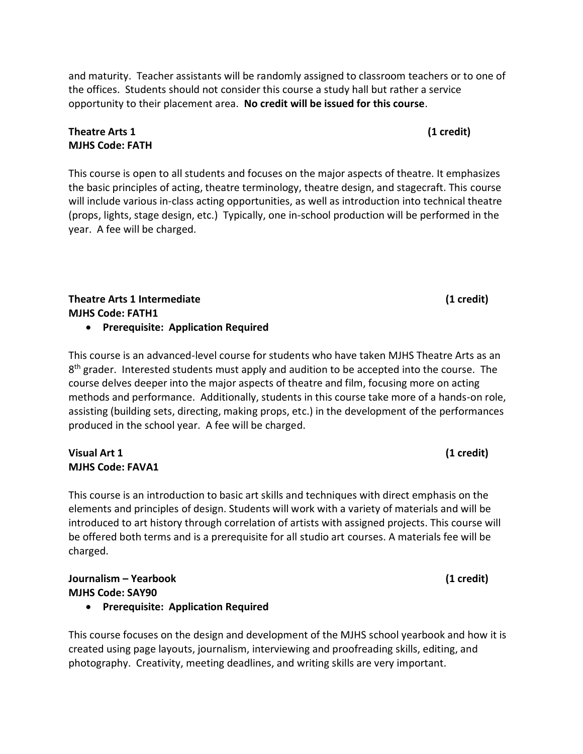and maturity. Teacher assistants will be randomly assigned to classroom teachers or to one of the offices. Students should not consider this course a study hall but rather a service opportunity to their placement area. **No credit will be issued for this course**.

**Theatre Arts 1** **(1 credit)**
**MJHS Code: FATH**

This course is open to all students and focuses on the major aspects of theatre. It emphasizes the basic principles of acting, theatre terminology, theatre design, and stagecraft. This course will include various in-class acting opportunities, as well as introduction into technical theatre (props, lights, stage design, etc.) Typically, one in-school production will be performed in the year. A fee will be charged.

**Theatre Arts 1 Intermediate** **(1 credit)**
**MJHS Code: FATH1**

- **Prerequisite: Application Required**

This course is an advanced-level course for students who have taken MJHS Theatre Arts as an 8th grader. Interested students must apply and audition to be accepted into the course. The course delves deeper into the major aspects of theatre and film, focusing more on acting methods and performance. Additionally, students in this course take more of a hands-on role, assisting (building sets, directing, making props, etc.) in the development of the performances produced in the school year. A fee will be charged.

**Visual Art 1** **(1 credit)**
**MJHS Code: FAVA1**

This course is an introduction to basic art skills and techniques with direct emphasis on the elements and principles of design. Students will work with a variety of materials and will be introduced to art history through correlation of artists with assigned projects. This course will be offered both terms and is a prerequisite for all studio art courses. A materials fee will be charged.

**Journalism – Yearbook** **(1 credit)**
**MJHS Code: SAY90**

- **Prerequisite: Application Required**

This course focuses on the design and development of the MJHS school yearbook and how it is created using page layouts, journalism, interviewing and proofreading skills, editing, and photography. Creativity, meeting deadlines, and writing skills are very important.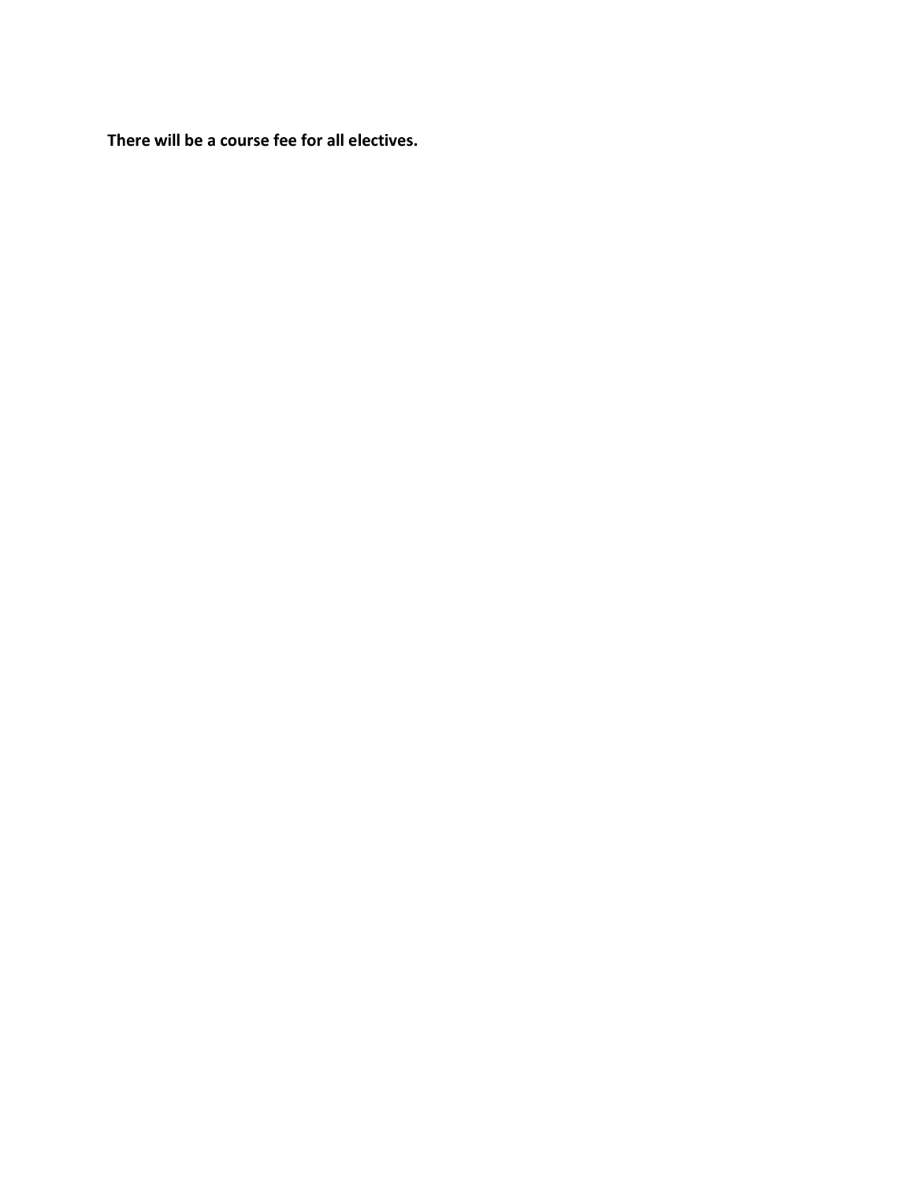**There will be a course fee for all electives.**